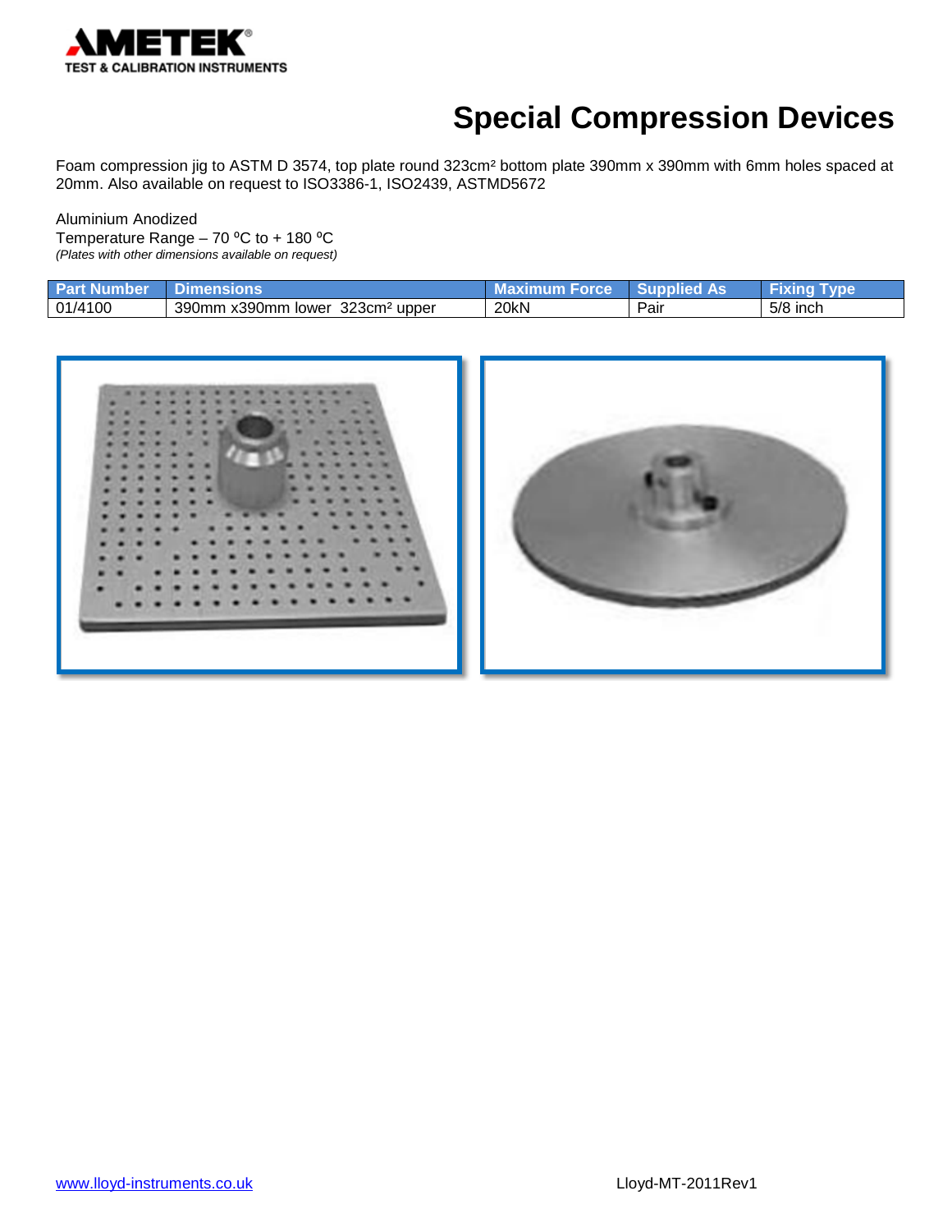# Special Compression Devices

Foam compression jig to ASTM D 3574, top plate round 323cm² bottom plate 390mm x 390mm with 6mm holes spaced at 20mm. Also available on request to ISO3386-1, ISO2439, ASTMD5672

Aluminium Anodized
Temperature Range – 70 ºC to + 180 ºC
*(Plates with other dimensions available on request)*

| Part Number | Dimensions | Maximum Force | Supplied As | Fixing Type |
|---|---|---|---|---|
| 01/4100 | 390mm x390mm lower 323cm² upper | 20kN | Pair | 5/8 inch |

www.lloyd-instruments.co.uk

Lloyd-MT-2011Rev1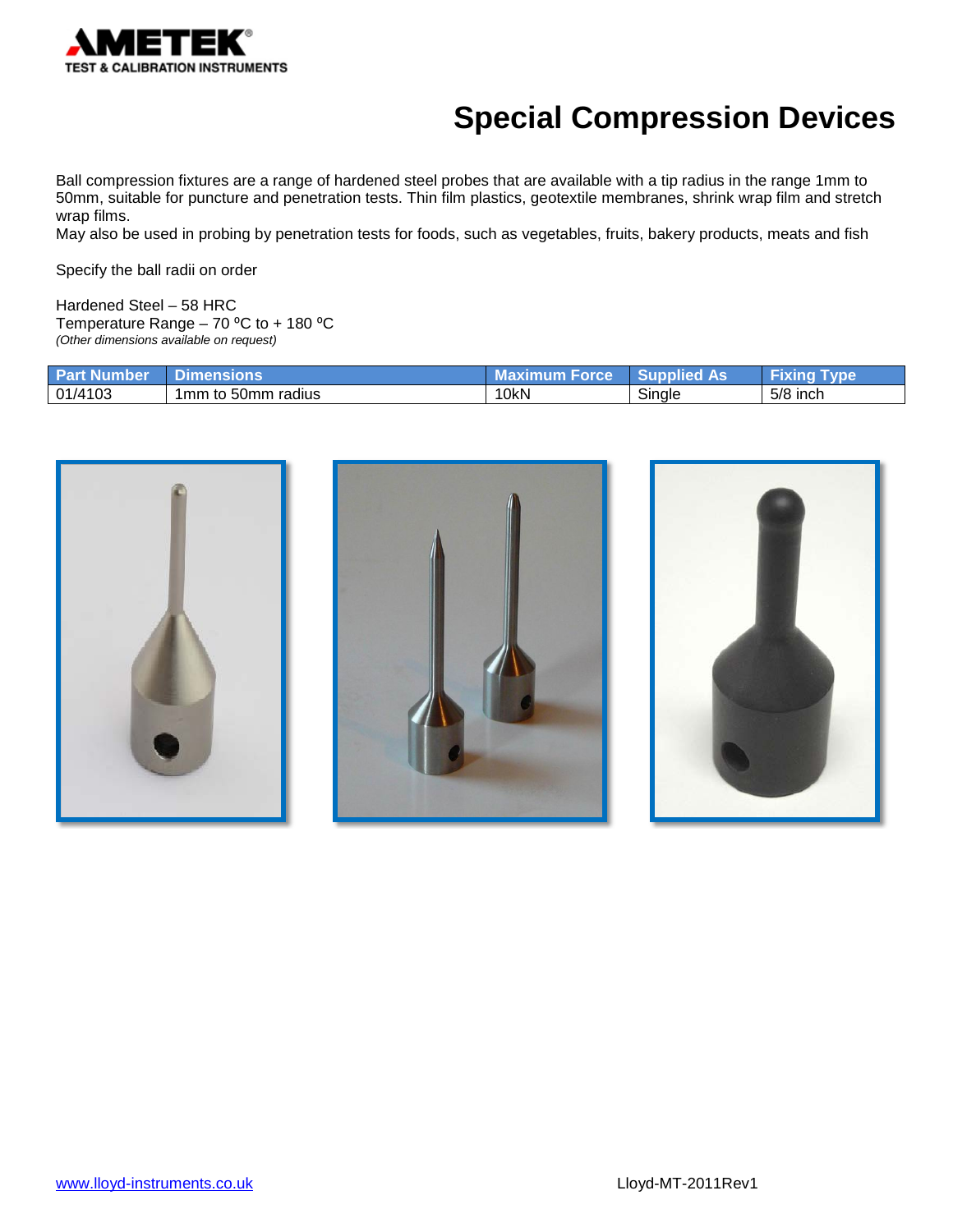# Special Compression Devices

Ball compression fixtures are a range of hardened steel probes that are available with a tip radius in the range 1mm to 50mm, suitable for puncture and penetration tests. Thin film plastics, geotextile membranes, shrink wrap film and stretch wrap films.
May also be used in probing by penetration tests for foods, such as vegetables, fruits, bakery products, meats and fish

Specify the ball radii on order

Hardened Steel – 58 HRC
Temperature Range – 70 ºC to + 180 ºC
*(Other dimensions available on request)*

| Part Number | Dimensions | Maximum Force | Supplied As | Fixing Type |
|---|---|---|---|---|
| 01/4103 | 1mm to 50mm radius | 10kN | Single | 5/8 inch |

www.lloyd-instruments.co.uk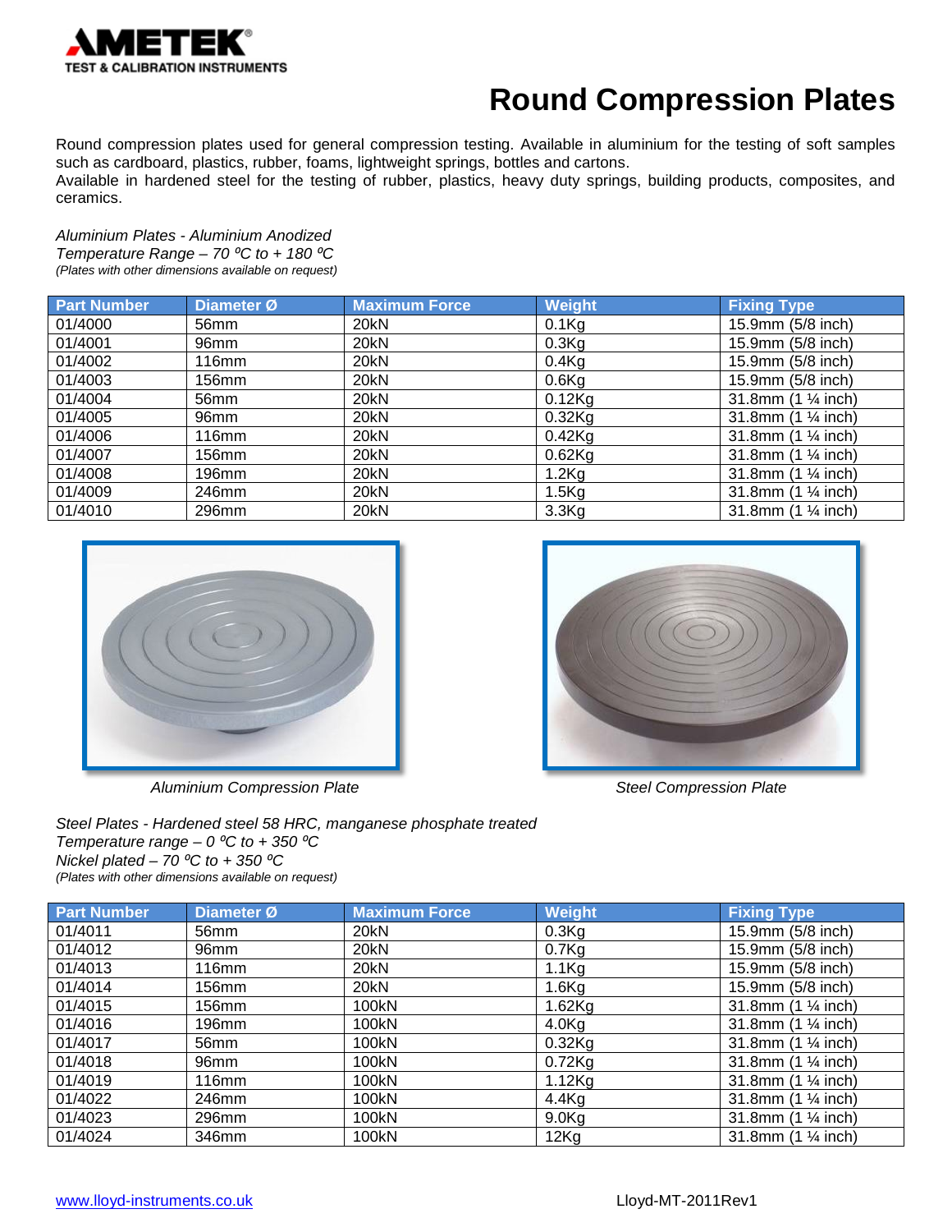# Round Compression Plates

Round compression plates used for general compression testing. Available in aluminium for the testing of soft samples such as cardboard, plastics, rubber, foams, lightweight springs, bottles and cartons.
Available in hardened steel for the testing of rubber, plastics, heavy duty springs, building products, composites, and ceramics.

*Aluminium Plates - Aluminium Anodized*
*Temperature Range – 70 ºC to + 180 ºC*
*(Plates with other dimensions available on request)*

| Part Number | Diameter Ø | Maximum Force | Weight | Fixing Type |
|---|---|---|---|---|
| 01/4000 | 56mm | 20kN | 0.1Kg | 15.9mm (5/8 inch) |
| 01/4001 | 96mm | 20kN | 0.3Kg | 15.9mm (5/8 inch) |
| 01/4002 | 116mm | 20kN | 0.4Kg | 15.9mm (5/8 inch) |
| 01/4003 | 156mm | 20kN | 0.6Kg | 15.9mm (5/8 inch) |
| 01/4004 | 56mm | 20kN | 0.12Kg | 31.8mm (1 ¼ inch) |
| 01/4005 | 96mm | 20kN | 0.32Kg | 31.8mm (1 ¼ inch) |
| 01/4006 | 116mm | 20kN | 0.42Kg | 31.8mm (1 ¼ inch) |
| 01/4007 | 156mm | 20kN | 0.62Kg | 31.8mm (1 ¼ inch) |
| 01/4008 | 196mm | 20kN | 1.2Kg | 31.8mm (1 ¼ inch) |
| 01/4009 | 246mm | 20kN | 1.5Kg | 31.8mm (1 ¼ inch) |
| 01/4010 | 296mm | 20kN | 3.3Kg | 31.8mm (1 ¼ inch) |

*Aluminium Compression Plate*

*Steel Compression Plate*

*Steel Plates - Hardened steel 58 HRC, manganese phosphate treated*
*Temperature range – 0 ºC to + 350 ºC*
*Nickel plated – 70 ºC to + 350 ºC*
*(Plates with other dimensions available on request)*

| Part Number | Diameter Ø | Maximum Force | Weight | Fixing Type |
|---|---|---|---|---|
| 01/4011 | 56mm | 20kN | 0.3Kg | 15.9mm (5/8 inch) |
| 01/4012 | 96mm | 20kN | 0.7Kg | 15.9mm (5/8 inch) |
| 01/4013 | 116mm | 20kN | 1.1Kg | 15.9mm (5/8 inch) |
| 01/4014 | 156mm | 20kN | 1.6Kg | 15.9mm (5/8 inch) |
| 01/4015 | 156mm | 100kN | 1.62Kg | 31.8mm (1 ¼ inch) |
| 01/4016 | 196mm | 100kN | 4.0Kg | 31.8mm (1 ¼ inch) |
| 01/4017 | 56mm | 100kN | 0.32Kg | 31.8mm (1 ¼ inch) |
| 01/4018 | 96mm | 100kN | 0.72Kg | 31.8mm (1 ¼ inch) |
| 01/4019 | 116mm | 100kN | 1.12Kg | 31.8mm (1 ¼ inch) |
| 01/4022 | 246mm | 100kN | 4.4Kg | 31.8mm (1 ¼ inch) |
| 01/4023 | 296mm | 100kN | 9.0Kg | 31.8mm (1 ¼ inch) |
| 01/4024 | 346mm | 100kN | 12Kg | 31.8mm (1 ¼ inch) |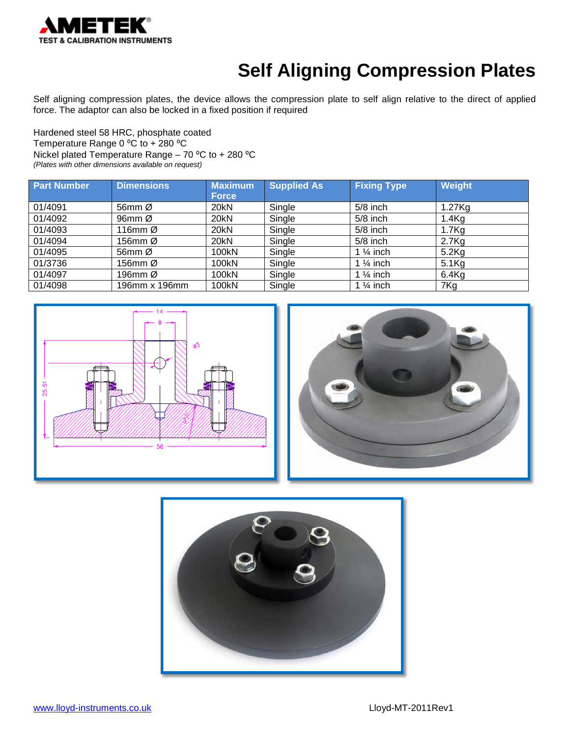# Self Aligning Compression Plates

Self aligning compression plates, the device allows the compression plate to self align relative to the direct of applied force. The adaptor can also be locked in a fixed position if required

Hardened steel 58 HRC, phosphate coated
Temperature Range 0 ºC to + 280 ºC
Nickel plated Temperature Range – 70 ºC to + 280 ºC
*(Plates with other dimensions available on request)*

| Part Number | Dimensions | Maximum Force | Supplied As | Fixing Type | Weight |
|---|---|---|---|---|---|
| 01/4091 | 56mm Ø | 20kN | Single | 5/8 inch | 1.27Kg |
| 01/4092 | 96mm Ø | 20kN | Single | 5/8 inch | 1.4Kg |
| 01/4093 | 116mm Ø | 20kN | Single | 5/8 inch | 1.7Kg |
| 01/4094 | 156mm Ø | 20kN | Single | 5/8 inch | 2.7Kg |
| 01/4095 | 56mm Ø | 100kN | Single | 1 ¼ inch | 5.2Kg |
| 01/3736 | 156mm Ø | 100kN | Single | 1 ¼ inch | 5.1Kg |
| 01/4097 | 196mm Ø | 100kN | Single | 1 ¼ inch | 6.4Kg |
| 01/4098 | 196mm x 196mm | 100kN | Single | 1 ¼ inch | 7Kg |

[www.lloyd-instruments.co.uk](http://www.lloyd-instruments.co.uk)

Lloyd-MT-2011Rev1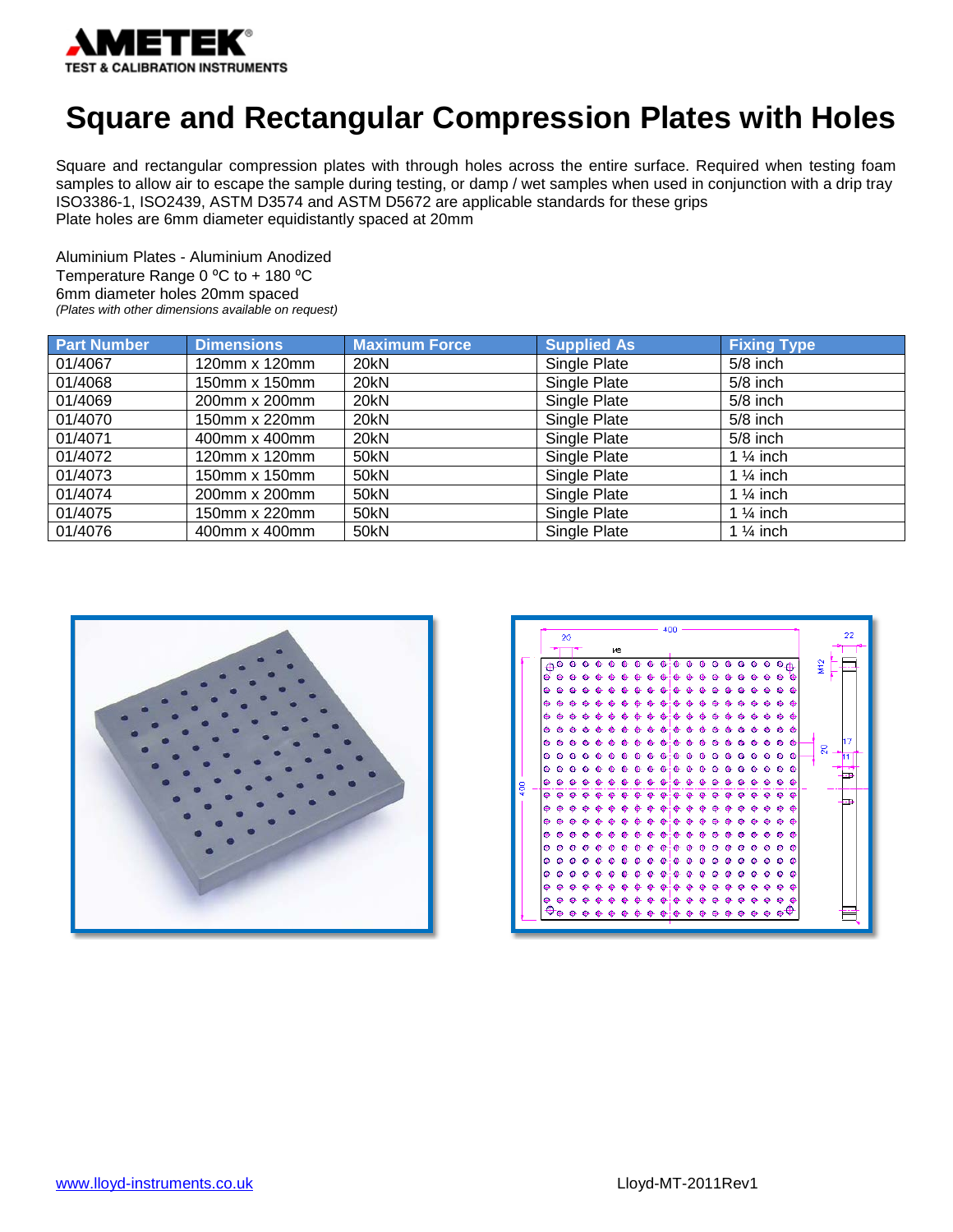# Square and Rectangular Compression Plates with Holes

Square and rectangular compression plates with through holes across the entire surface. Required when testing foam samples to allow air to escape the sample during testing, or damp / wet samples when used in conjunction with a drip tray ISO3386-1, ISO2439, ASTM D3574 and ASTM D5672 are applicable standards for these grips
Plate holes are 6mm diameter equidistantly spaced at 20mm

Aluminium Plates - Aluminium Anodized
Temperature Range 0 ºC to + 180 ºC
6mm diameter holes 20mm spaced
*(Plates with other dimensions available on request)*

| Part Number | Dimensions | Maximum Force | Supplied As | Fixing Type |
|---|---|---|---|---|
| 01/4067 | 120mm x 120mm | 20kN | Single Plate | 5/8 inch |
| 01/4068 | 150mm x 150mm | 20kN | Single Plate | 5/8 inch |
| 01/4069 | 200mm x 200mm | 20kN | Single Plate | 5/8 inch |
| 01/4070 | 150mm x 220mm | 20kN | Single Plate | 5/8 inch |
| 01/4071 | 400mm x 400mm | 20kN | Single Plate | 5/8 inch |
| 01/4072 | 120mm x 120mm | 50kN | Single Plate | 1 ¼ inch |
| 01/4073 | 150mm x 150mm | 50kN | Single Plate | 1 ¼ inch |
| 01/4074 | 200mm x 200mm | 50kN | Single Plate | 1 ¼ inch |
| 01/4075 | 150mm x 220mm | 50kN | Single Plate | 1 ¼ inch |
| 01/4076 | 400mm x 400mm | 50kN | Single Plate | 1 ¼ inch |

www.lloyd-instruments.co.uk Lloyd-MT-2011Rev1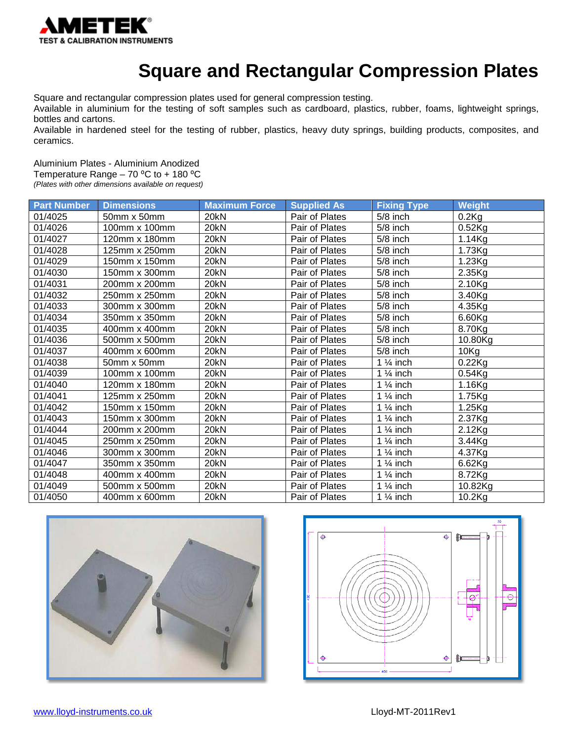# Square and Rectangular Compression Plates

Square and rectangular compression plates used for general compression testing.
Available in aluminium for the testing of soft samples such as cardboard, plastics, rubber, foams, lightweight springs, bottles and cartons.
Available in hardened steel for the testing of rubber, plastics, heavy duty springs, building products, composites, and ceramics.

Aluminium Plates - Aluminium Anodized
Temperature Range – 70 ºC to + 180 ºC
*(Plates with other dimensions available on request)*

| Part Number | Dimensions | Maximum Force | Supplied As | Fixing Type | Weight |
|---|---|---|---|---|---|
| 01/4025 | 50mm x 50mm | 20kN | Pair of Plates | 5/8 inch | 0.2Kg |
| 01/4026 | 100mm x 100mm | 20kN | Pair of Plates | 5/8 inch | 0.52Kg |
| 01/4027 | 120mm x 180mm | 20kN | Pair of Plates | 5/8 inch | 1.14Kg |
| 01/4028 | 125mm x 250mm | 20kN | Pair of Plates | 5/8 inch | 1.73Kg |
| 01/4029 | 150mm x 150mm | 20kN | Pair of Plates | 5/8 inch | 1.23Kg |
| 01/4030 | 150mm x 300mm | 20kN | Pair of Plates | 5/8 inch | 2.35Kg |
| 01/4031 | 200mm x 200mm | 20kN | Pair of Plates | 5/8 inch | 2.10Kg |
| 01/4032 | 250mm x 250mm | 20kN | Pair of Plates | 5/8 inch | 3.40Kg |
| 01/4033 | 300mm x 300mm | 20kN | Pair of Plates | 5/8 inch | 4.35Kg |
| 01/4034 | 350mm x 350mm | 20kN | Pair of Plates | 5/8 inch | 6.60Kg |
| 01/4035 | 400mm x 400mm | 20kN | Pair of Plates | 5/8 inch | 8.70Kg |
| 01/4036 | 500mm x 500mm | 20kN | Pair of Plates | 5/8 inch | 10.80Kg |
| 01/4037 | 400mm x 600mm | 20kN | Pair of Plates | 5/8 inch | 10Kg |
| 01/4038 | 50mm x 50mm | 20kN | Pair of Plates | 1 ¼ inch | 0.22Kg |
| 01/4039 | 100mm x 100mm | 20kN | Pair of Plates | 1 ¼ inch | 0.54Kg |
| 01/4040 | 120mm x 180mm | 20kN | Pair of Plates | 1 ¼ inch | 1.16Kg |
| 01/4041 | 125mm x 250mm | 20kN | Pair of Plates | 1 ¼ inch | 1.75Kg |
| 01/4042 | 150mm x 150mm | 20kN | Pair of Plates | 1 ¼ inch | 1.25Kg |
| 01/4043 | 150mm x 300mm | 20kN | Pair of Plates | 1 ¼ inch | 2.37Kg |
| 01/4044 | 200mm x 200mm | 20kN | Pair of Plates | 1 ¼ inch | 2.12Kg |
| 01/4045 | 250mm x 250mm | 20kN | Pair of Plates | 1 ¼ inch | 3.44Kg |
| 01/4046 | 300mm x 300mm | 20kN | Pair of Plates | 1 ¼ inch | 4.37Kg |
| 01/4047 | 350mm x 350mm | 20kN | Pair of Plates | 1 ¼ inch | 6.62Kg |
| 01/4048 | 400mm x 400mm | 20kN | Pair of Plates | 1 ¼ inch | 8.72Kg |
| 01/4049 | 500mm x 500mm | 20kN | Pair of Plates | 1 ¼ inch | 10.82Kg |
| 01/4050 | 400mm x 600mm | 20kN | Pair of Plates | 1 ¼ inch | 10.2Kg |

www.lloyd-instruments.co.uk

Lloyd-MT-2011Rev1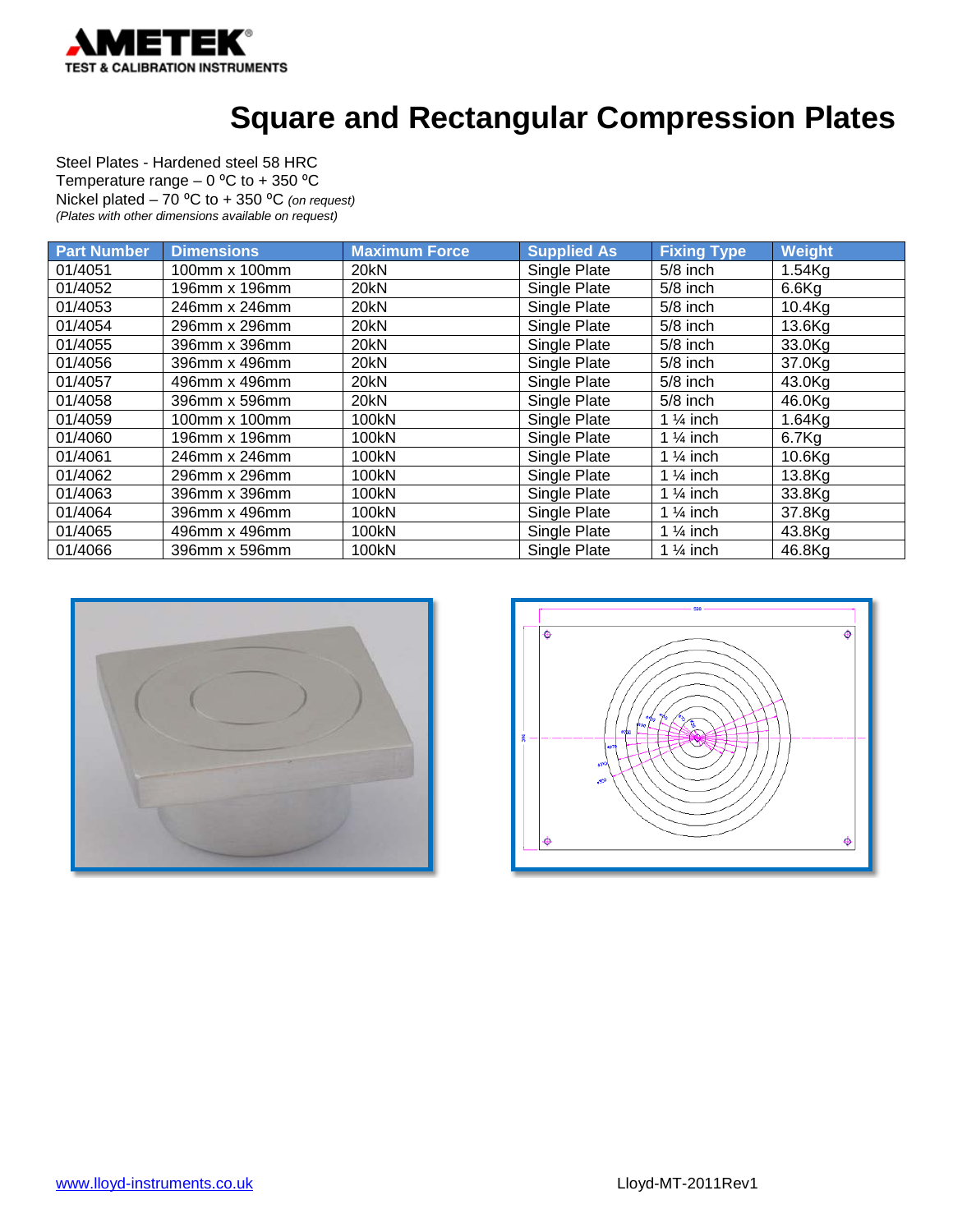# Square and Rectangular Compression Plates

Steel Plates - Hardened steel 58 HRC
Temperature range – 0 ºC to + 350 ºC
Nickel plated – 70 ºC to + 350 ºC *(on request)*
*(Plates with other dimensions available on request)*

| Part Number | Dimensions | Maximum Force | Supplied As | Fixing Type | Weight |
|---|---|---|---|---|---|
| 01/4051 | 100mm x 100mm | 20kN | Single Plate | 5/8 inch | 1.54Kg |
| 01/4052 | 196mm x 196mm | 20kN | Single Plate | 5/8 inch | 6.6Kg |
| 01/4053 | 246mm x 246mm | 20kN | Single Plate | 5/8 inch | 10.4Kg |
| 01/4054 | 296mm x 296mm | 20kN | Single Plate | 5/8 inch | 13.6Kg |
| 01/4055 | 396mm x 396mm | 20kN | Single Plate | 5/8 inch | 33.0Kg |
| 01/4056 | 396mm x 496mm | 20kN | Single Plate | 5/8 inch | 37.0Kg |
| 01/4057 | 496mm x 496mm | 20kN | Single Plate | 5/8 inch | 43.0Kg |
| 01/4058 | 396mm x 596mm | 20kN | Single Plate | 5/8 inch | 46.0Kg |
| 01/4059 | 100mm x 100mm | 100kN | Single Plate | 1 ¼ inch | 1.64Kg |
| 01/4060 | 196mm x 196mm | 100kN | Single Plate | 1 ¼ inch | 6.7Kg |
| 01/4061 | 246mm x 246mm | 100kN | Single Plate | 1 ¼ inch | 10.6Kg |
| 01/4062 | 296mm x 296mm | 100kN | Single Plate | 1 ¼ inch | 13.8Kg |
| 01/4063 | 396mm x 396mm | 100kN | Single Plate | 1 ¼ inch | 33.8Kg |
| 01/4064 | 396mm x 496mm | 100kN | Single Plate | 1 ¼ inch | 37.8Kg |
| 01/4065 | 496mm x 496mm | 100kN | Single Plate | 1 ¼ inch | 43.8Kg |
| 01/4066 | 396mm x 596mm | 100kN | Single Plate | 1 ¼ inch | 46.8Kg |

www.lloyd-instruments.co.uk

Lloyd-MT-2011Rev1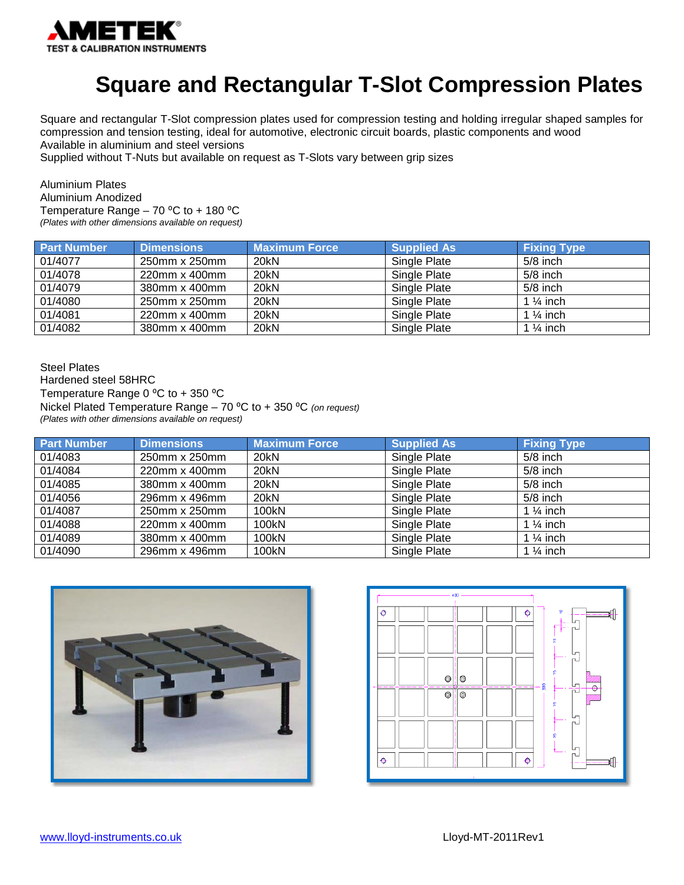# Square and Rectangular T-Slot Compression Plates

Square and rectangular T-Slot compression plates used for compression testing and holding irregular shaped samples for compression and tension testing, ideal for automotive, electronic circuit boards, plastic components and wood
Available in aluminium and steel versions
Supplied without T-Nuts but available on request as T-Slots vary between grip sizes

Aluminium Plates
Aluminium Anodized
Temperature Range – 70 ºC to + 180 ºC
*(Plates with other dimensions available on request)*

| Part Number | Dimensions | Maximum Force | Supplied As | Fixing Type |
|---|---|---|---|---|
| 01/4077 | 250mm x 250mm | 20kN | Single Plate | 5/8 inch |
| 01/4078 | 220mm x 400mm | 20kN | Single Plate | 5/8 inch |
| 01/4079 | 380mm x 400mm | 20kN | Single Plate | 5/8 inch |
| 01/4080 | 250mm x 250mm | 20kN | Single Plate | 1 ¼ inch |
| 01/4081 | 220mm x 400mm | 20kN | Single Plate | 1 ¼ inch |
| 01/4082 | 380mm x 400mm | 20kN | Single Plate | 1 ¼ inch |

Steel Plates
Hardened steel 58HRC
Temperature Range 0 ºC to + 350 ºC
Nickel Plated Temperature Range – 70 ºC to + 350 ºC *(on request)*
*(Plates with other dimensions available on request)*

| Part Number | Dimensions | Maximum Force | Supplied As | Fixing Type |
|---|---|---|---|---|
| 01/4083 | 250mm x 250mm | 20kN | Single Plate | 5/8 inch |
| 01/4084 | 220mm x 400mm | 20kN | Single Plate | 5/8 inch |
| 01/4085 | 380mm x 400mm | 20kN | Single Plate | 5/8 inch |
| 01/4056 | 296mm x 496mm | 20kN | Single Plate | 5/8 inch |
| 01/4087 | 250mm x 250mm | 100kN | Single Plate | 1 ¼ inch |
| 01/4088 | 220mm x 400mm | 100kN | Single Plate | 1 ¼ inch |
| 01/4089 | 380mm x 400mm | 100kN | Single Plate | 1 ¼ inch |
| 01/4090 | 296mm x 496mm | 100kN | Single Plate | 1 ¼ inch |

www.lloyd-instruments.co.uk

Lloyd-MT-2011Rev1